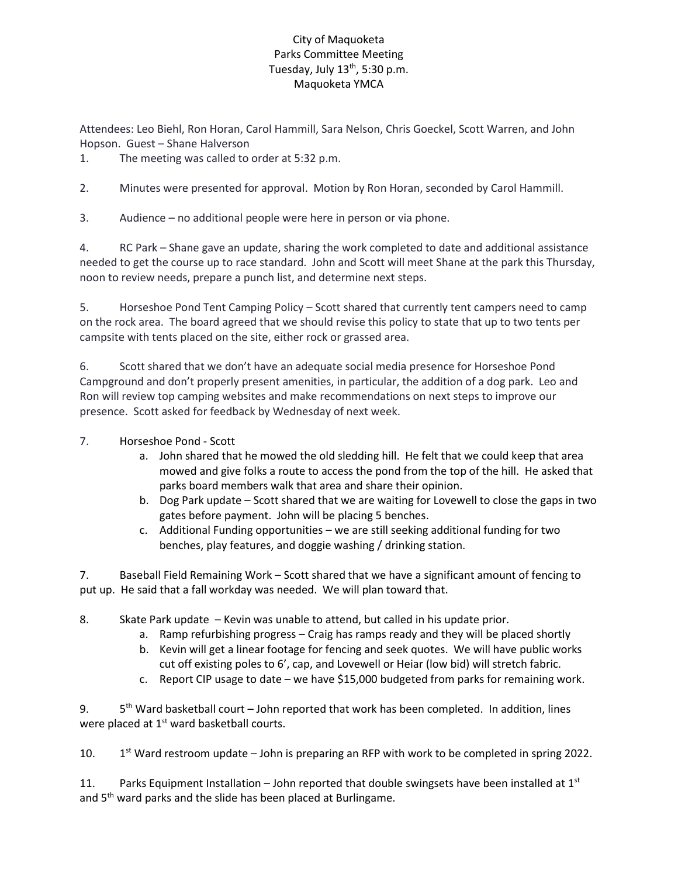City of Maquoketa
Parks Committee Meeting
Tuesday, July 13th, 5:30 p.m.
Maquoketa YMCA

Attendees: Leo Biehl, Ron Horan, Carol Hammill, Sara Nelson, Chris Goeckel, Scott Warren, and John Hopson. Guest – Shane Halverson

1. The meeting was called to order at 5:32 p.m.

2. Minutes were presented for approval. Motion by Ron Horan, seconded by Carol Hammill.

3. Audience – no additional people were here in person or via phone.

4. RC Park – Shane gave an update, sharing the work completed to date and additional assistance needed to get the course up to race standard. John and Scott will meet Shane at the park this Thursday, noon to review needs, prepare a punch list, and determine next steps.

5. Horseshoe Pond Tent Camping Policy – Scott shared that currently tent campers need to camp on the rock area. The board agreed that we should revise this policy to state that up to two tents per campsite with tents placed on the site, either rock or grassed area.

6. Scott shared that we don't have an adequate social media presence for Horseshoe Pond Campground and don't properly present amenities, in particular, the addition of a dog park. Leo and Ron will review top camping websites and make recommendations on next steps to improve our presence. Scott asked for feedback by Wednesday of next week.

7. Horseshoe Pond - Scott
   a. John shared that he mowed the old sledding hill. He felt that we could keep that area mowed and give folks a route to access the pond from the top of the hill. He asked that parks board members walk that area and share their opinion.
   b. Dog Park update – Scott shared that we are waiting for Lovewell to close the gaps in two gates before payment. John will be placing 5 benches.
   c. Additional Funding opportunities – we are still seeking additional funding for two benches, play features, and doggie washing / drinking station.

7. Baseball Field Remaining Work – Scott shared that we have a significant amount of fencing to put up. He said that a fall workday was needed. We will plan toward that.

8. Skate Park update – Kevin was unable to attend, but called in his update prior.
   a. Ramp refurbishing progress – Craig has ramps ready and they will be placed shortly
   b. Kevin will get a linear footage for fencing and seek quotes. We will have public works cut off existing poles to 6', cap, and Lovewell or Heiar (low bid) will stretch fabric.
   c. Report CIP usage to date – we have $15,000 budgeted from parks for remaining work.

9. 5th Ward basketball court – John reported that work has been completed. In addition, lines were placed at 1st ward basketball courts.

10. 1st Ward restroom update – John is preparing an RFP with work to be completed in spring 2022.

11. Parks Equipment Installation – John reported that double swingsets have been installed at 1st and 5th ward parks and the slide has been placed at Burlingame.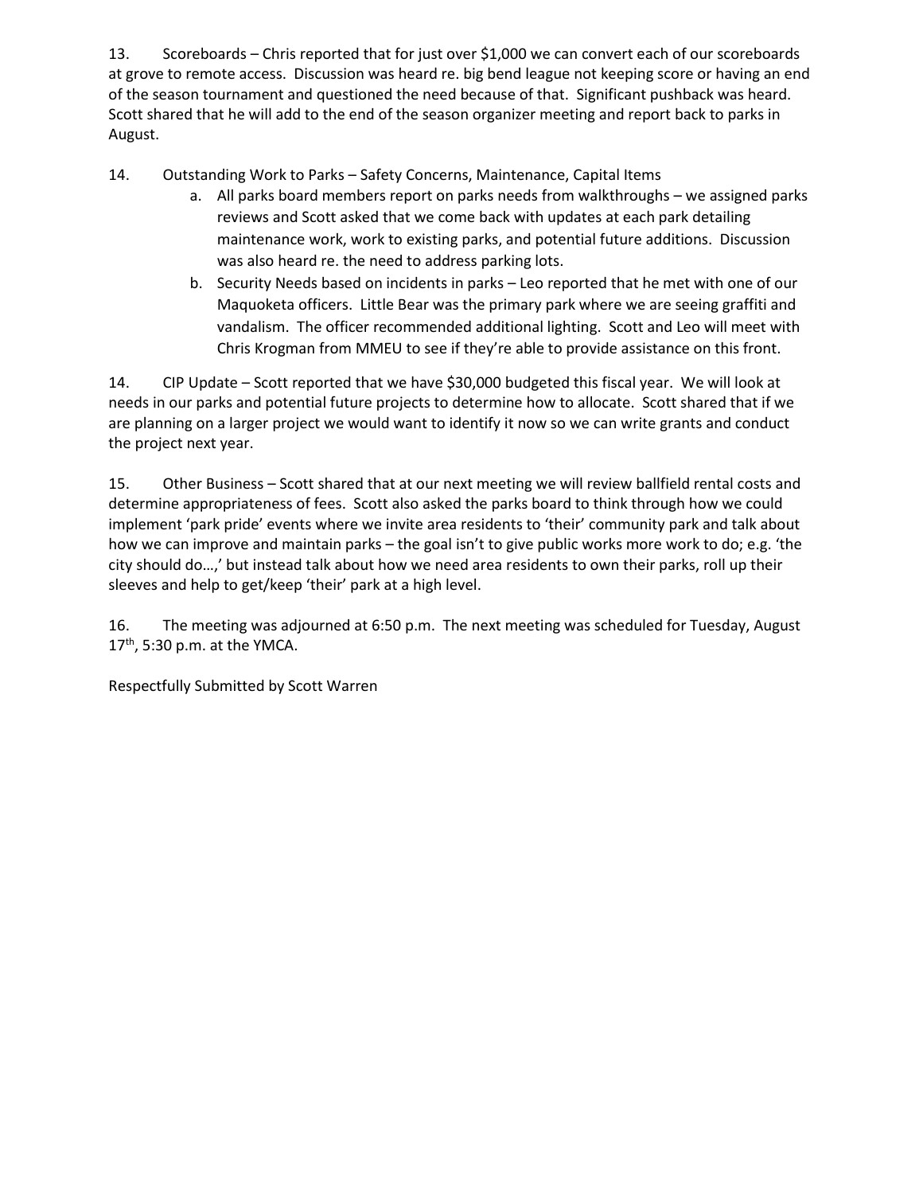13. Scoreboards – Chris reported that for just over $1,000 we can convert each of our scoreboards at grove to remote access. Discussion was heard re. big bend league not keeping score or having an end of the season tournament and questioned the need because of that. Significant pushback was heard. Scott shared that he will add to the end of the season organizer meeting and report back to parks in August.

14. Outstanding Work to Parks – Safety Concerns, Maintenance, Capital Items
    a. All parks board members report on parks needs from walkthroughs – we assigned parks reviews and Scott asked that we come back with updates at each park detailing maintenance work, work to existing parks, and potential future additions. Discussion was also heard re. the need to address parking lots.
    b. Security Needs based on incidents in parks – Leo reported that he met with one of our Maquoketa officers. Little Bear was the primary park where we are seeing graffiti and vandalism. The officer recommended additional lighting. Scott and Leo will meet with Chris Krogman from MMEU to see if they're able to provide assistance on this front.

14. CIP Update – Scott reported that we have $30,000 budgeted this fiscal year. We will look at needs in our parks and potential future projects to determine how to allocate. Scott shared that if we are planning on a larger project we would want to identify it now so we can write grants and conduct the project next year.

15. Other Business – Scott shared that at our next meeting we will review ballfield rental costs and determine appropriateness of fees. Scott also asked the parks board to think through how we could implement 'park pride' events where we invite area residents to 'their' community park and talk about how we can improve and maintain parks – the goal isn't to give public works more work to do; e.g. 'the city should do…,' but instead talk about how we need area residents to own their parks, roll up their sleeves and help to get/keep 'their' park at a high level.

16. The meeting was adjourned at 6:50 p.m. The next meeting was scheduled for Tuesday, August 17th, 5:30 p.m. at the YMCA.

Respectfully Submitted by Scott Warren